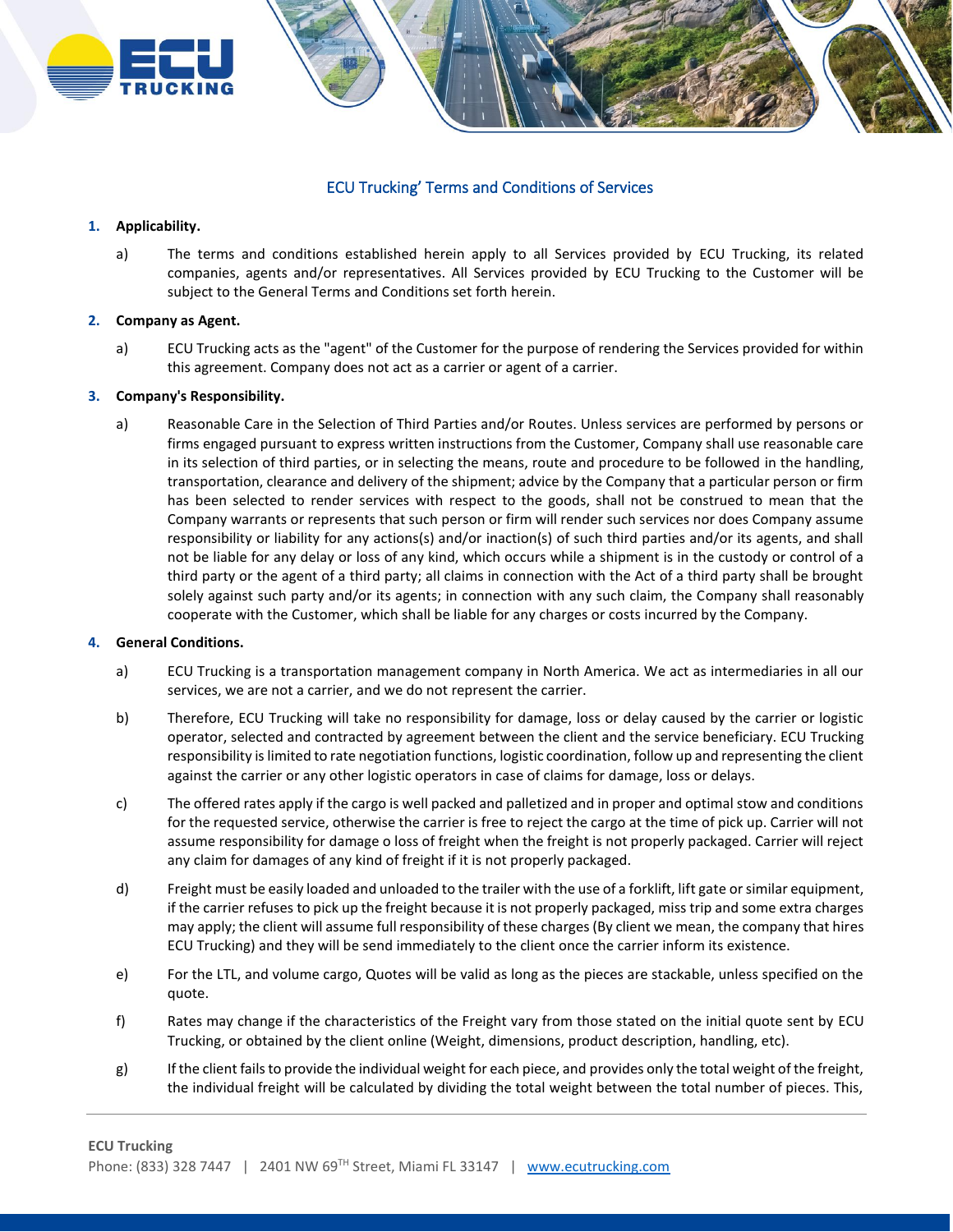# ECU Trucking' Terms and Conditions of Services

**1. Applicability.**

a) The terms and conditions established herein apply to all Services provided by ECU Trucking, its related companies, agents and/or representatives. All Services provided by ECU Trucking to the Customer will be subject to the General Terms and Conditions set forth herein.

**2. Company as Agent.**

a) ECU Trucking acts as the "agent" of the Customer for the purpose of rendering the Services provided for within this agreement. Company does not act as a carrier or agent of a carrier.

**3. Company's Responsibility.**

a) Reasonable Care in the Selection of Third Parties and/or Routes. Unless services are performed by persons or firms engaged pursuant to express written instructions from the Customer, Company shall use reasonable care in its selection of third parties, or in selecting the means, route and procedure to be followed in the handling, transportation, clearance and delivery of the shipment; advice by the Company that a particular person or firm has been selected to render services with respect to the goods, shall not be construed to mean that the Company warrants or represents that such person or firm will render such services nor does Company assume responsibility or liability for any actions(s) and/or inaction(s) of such third parties and/or its agents, and shall not be liable for any delay or loss of any kind, which occurs while a shipment is in the custody or control of a third party or the agent of a third party; all claims in connection with the Act of a third party shall be brought solely against such party and/or its agents; in connection with any such claim, the Company shall reasonably cooperate with the Customer, which shall be liable for any charges or costs incurred by the Company.

**4. General Conditions.**

a) ECU Trucking is a transportation management company in North America. We act as intermediaries in all our services, we are not a carrier, and we do not represent the carrier.

b) Therefore, ECU Trucking will take no responsibility for damage, loss or delay caused by the carrier or logistic operator, selected and contracted by agreement between the client and the service beneficiary. ECU Trucking responsibility is limited to rate negotiation functions, logistic coordination, follow up and representing the client against the carrier or any other logistic operators in case of claims for damage, loss or delays.

c) The offered rates apply if the cargo is well packed and palletized and in proper and optimal stow and conditions for the requested service, otherwise the carrier is free to reject the cargo at the time of pick up. Carrier will not assume responsibility for damage o loss of freight when the freight is not properly packaged. Carrier will reject any claim for damages of any kind of freight if it is not properly packaged.

d) Freight must be easily loaded and unloaded to the trailer with the use of a forklift, lift gate or similar equipment, if the carrier refuses to pick up the freight because it is not properly packaged, miss trip and some extra charges may apply; the client will assume full responsibility of these charges (By client we mean, the company that hires ECU Trucking) and they will be send immediately to the client once the carrier inform its existence.

e) For the LTL, and volume cargo, Quotes will be valid as long as the pieces are stackable, unless specified on the quote.

f) Rates may change if the characteristics of the Freight vary from those stated on the initial quote sent by ECU Trucking, or obtained by the client online (Weight, dimensions, product description, handling, etc).

g) If the client fails to provide the individual weight for each piece, and provides only the total weight of the freight, the individual freight will be calculated by dividing the total weight between the total number of pieces. This,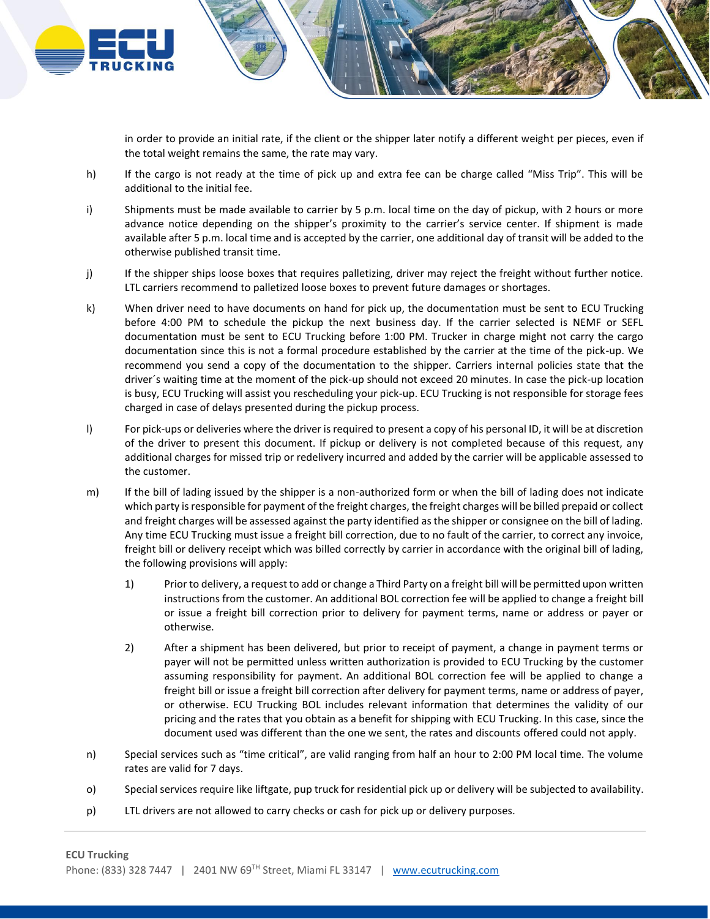in order to provide an initial rate, if the client or the shipper later notify a different weight per pieces, even if the total weight remains the same, the rate may vary.

h) If the cargo is not ready at the time of pick up and extra fee can be charge called "Miss Trip". This will be additional to the initial fee.

i) Shipments must be made available to carrier by 5 p.m. local time on the day of pickup, with 2 hours or more advance notice depending on the shipper's proximity to the carrier's service center. If shipment is made available after 5 p.m. local time and is accepted by the carrier, one additional day of transit will be added to the otherwise published transit time.

j) If the shipper ships loose boxes that requires palletizing, driver may reject the freight without further notice. LTL carriers recommend to palletized loose boxes to prevent future damages or shortages.

k) When driver need to have documents on hand for pick up, the documentation must be sent to ECU Trucking before 4:00 PM to schedule the pickup the next business day. If the carrier selected is NEMF or SEFL documentation must be sent to ECU Trucking before 1:00 PM. Trucker in charge might not carry the cargo documentation since this is not a formal procedure established by the carrier at the time of the pick-up. We recommend you send a copy of the documentation to the shipper. Carriers internal policies state that the driver´s waiting time at the moment of the pick-up should not exceed 20 minutes. In case the pick-up location is busy, ECU Trucking will assist you rescheduling your pick-up. ECU Trucking is not responsible for storage fees charged in case of delays presented during the pickup process.

l) For pick-ups or deliveries where the driver is required to present a copy of his personal ID, it will be at discretion of the driver to present this document. If pickup or delivery is not completed because of this request, any additional charges for missed trip or redelivery incurred and added by the carrier will be applicable assessed to the customer.

m) If the bill of lading issued by the shipper is a non-authorized form or when the bill of lading does not indicate which party is responsible for payment of the freight charges, the freight charges will be billed prepaid or collect and freight charges will be assessed against the party identified as the shipper or consignee on the bill of lading. Any time ECU Trucking must issue a freight bill correction, due to no fault of the carrier, to correct any invoice, freight bill or delivery receipt which was billed correctly by carrier in accordance with the original bill of lading, the following provisions will apply:

   1) Prior to delivery, a request to add or change a Third Party on a freight bill will be permitted upon written instructions from the customer. An additional BOL correction fee will be applied to change a freight bill or issue a freight bill correction prior to delivery for payment terms, name or address or payer or otherwise.

   2) After a shipment has been delivered, but prior to receipt of payment, a change in payment terms or payer will not be permitted unless written authorization is provided to ECU Trucking by the customer assuming responsibility for payment. An additional BOL correction fee will be applied to change a freight bill or issue a freight bill correction after delivery for payment terms, name or address of payer, or otherwise. ECU Trucking BOL includes relevant information that determines the validity of our pricing and the rates that you obtain as a benefit for shipping with ECU Trucking. In this case, since the document used was different than the one we sent, the rates and discounts offered could not apply.

n) Special services such as "time critical", are valid ranging from half an hour to 2:00 PM local time. The volume rates are valid for 7 days.

o) Special services require like liftgate, pup truck for residential pick up or delivery will be subjected to availability.

p) LTL drivers are not allowed to carry checks or cash for pick up or delivery purposes.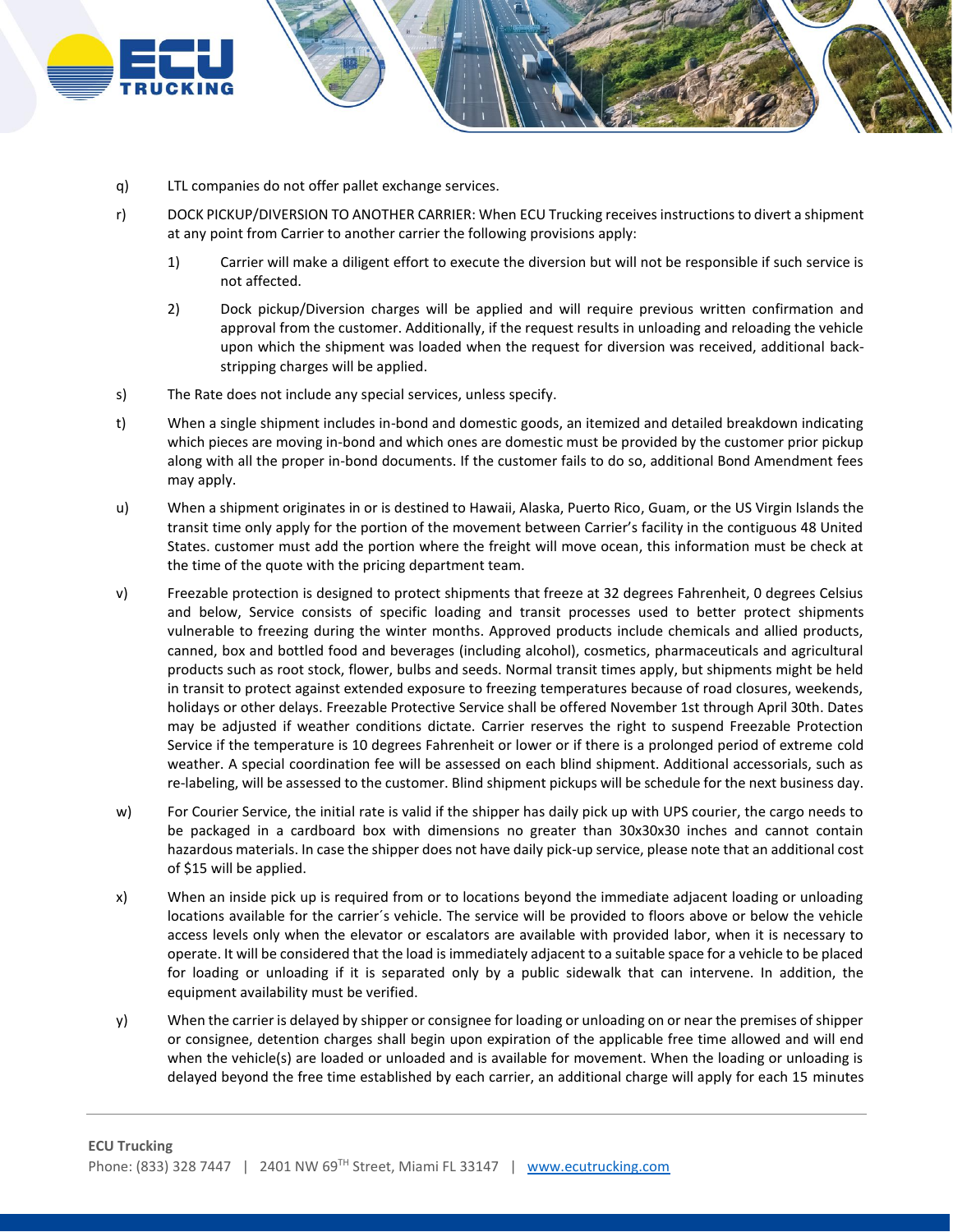q) LTL companies do not offer pallet exchange services.

r) DOCK PICKUP/DIVERSION TO ANOTHER CARRIER: When ECU Trucking receives instructions to divert a shipment at any point from Carrier to another carrier the following provisions apply:

   1) Carrier will make a diligent effort to execute the diversion but will not be responsible if such service is not affected.

   2) Dock pickup/Diversion charges will be applied and will require previous written confirmation and approval from the customer. Additionally, if the request results in unloading and reloading the vehicle upon which the shipment was loaded when the request for diversion was received, additional back-stripping charges will be applied.

s) The Rate does not include any special services, unless specify.

t) When a single shipment includes in-bond and domestic goods, an itemized and detailed breakdown indicating which pieces are moving in-bond and which ones are domestic must be provided by the customer prior pickup along with all the proper in-bond documents. If the customer fails to do so, additional Bond Amendment fees may apply.

u) When a shipment originates in or is destined to Hawaii, Alaska, Puerto Rico, Guam, or the US Virgin Islands the transit time only apply for the portion of the movement between Carrier's facility in the contiguous 48 United States. customer must add the portion where the freight will move ocean, this information must be check at the time of the quote with the pricing department team.

v) Freezable protection is designed to protect shipments that freeze at 32 degrees Fahrenheit, 0 degrees Celsius and below, Service consists of specific loading and transit processes used to better protect shipments vulnerable to freezing during the winter months. Approved products include chemicals and allied products, canned, box and bottled food and beverages (including alcohol), cosmetics, pharmaceuticals and agricultural products such as root stock, flower, bulbs and seeds. Normal transit times apply, but shipments might be held in transit to protect against extended exposure to freezing temperatures because of road closures, weekends, holidays or other delays. Freezable Protective Service shall be offered November 1st through April 30th. Dates may be adjusted if weather conditions dictate. Carrier reserves the right to suspend Freezable Protection Service if the temperature is 10 degrees Fahrenheit or lower or if there is a prolonged period of extreme cold weather. A special coordination fee will be assessed on each blind shipment. Additional accessorials, such as re-labeling, will be assessed to the customer. Blind shipment pickups will be schedule for the next business day.

w) For Courier Service, the initial rate is valid if the shipper has daily pick up with UPS courier, the cargo needs to be packaged in a cardboard box with dimensions no greater than 30x30x30 inches and cannot contain hazardous materials. In case the shipper does not have daily pick-up service, please note that an additional cost of $15 will be applied.

x) When an inside pick up is required from or to locations beyond the immediate adjacent loading or unloading locations available for the carrier´s vehicle. The service will be provided to floors above or below the vehicle access levels only when the elevator or escalators are available with provided labor, when it is necessary to operate. It will be considered that the load is immediately adjacent to a suitable space for a vehicle to be placed for loading or unloading if it is separated only by a public sidewalk that can intervene. In addition, the equipment availability must be verified.

y) When the carrier is delayed by shipper or consignee for loading or unloading on or near the premises of shipper or consignee, detention charges shall begin upon expiration of the applicable free time allowed and will end when the vehicle(s) are loaded or unloaded and is available for movement. When the loading or unloading is delayed beyond the free time established by each carrier, an additional charge will apply for each 15 minutes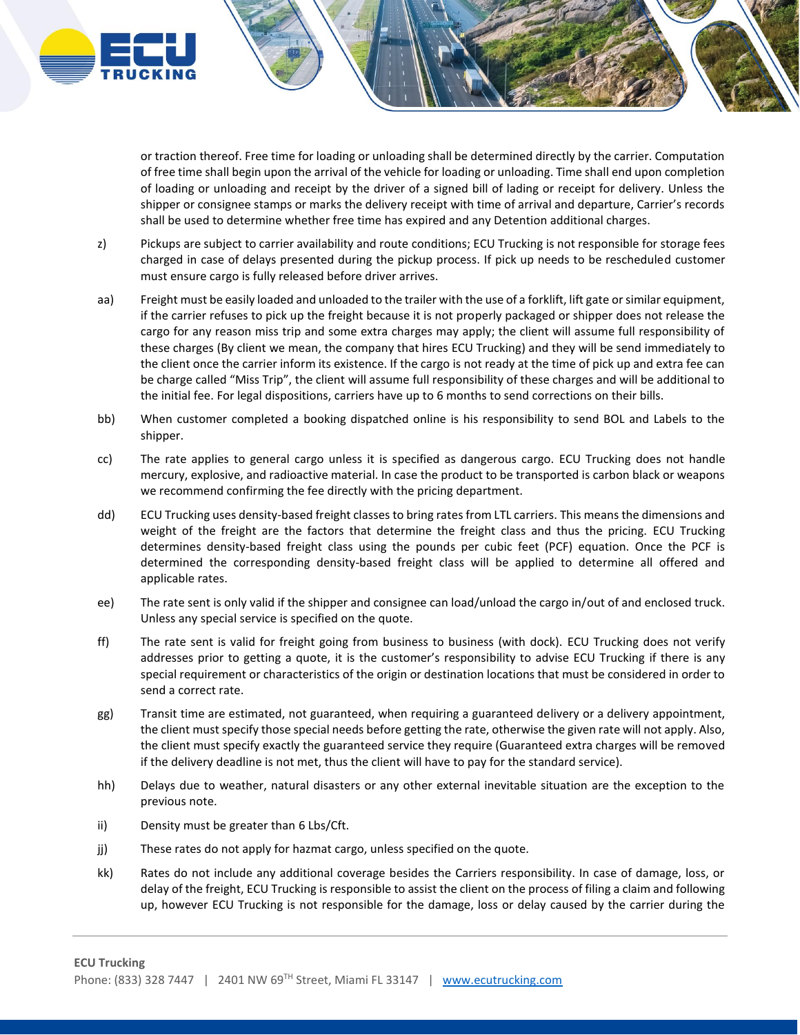or traction thereof. Free time for loading or unloading shall be determined directly by the carrier. Computation of free time shall begin upon the arrival of the vehicle for loading or unloading. Time shall end upon completion of loading or unloading and receipt by the driver of a signed bill of lading or receipt for delivery. Unless the shipper or consignee stamps or marks the delivery receipt with time of arrival and departure, Carrier's records shall be used to determine whether free time has expired and any Detention additional charges.

z) Pickups are subject to carrier availability and route conditions; ECU Trucking is not responsible for storage fees charged in case of delays presented during the pickup process. If pick up needs to be rescheduled customer must ensure cargo is fully released before driver arrives.

aa) Freight must be easily loaded and unloaded to the trailer with the use of a forklift, lift gate or similar equipment, if the carrier refuses to pick up the freight because it is not properly packaged or shipper does not release the cargo for any reason miss trip and some extra charges may apply; the client will assume full responsibility of these charges (By client we mean, the company that hires ECU Trucking) and they will be send immediately to the client once the carrier inform its existence. If the cargo is not ready at the time of pick up and extra fee can be charge called "Miss Trip", the client will assume full responsibility of these charges and will be additional to the initial fee. For legal dispositions, carriers have up to 6 months to send corrections on their bills.

bb) When customer completed a booking dispatched online is his responsibility to send BOL and Labels to the shipper.

cc) The rate applies to general cargo unless it is specified as dangerous cargo. ECU Trucking does not handle mercury, explosive, and radioactive material. In case the product to be transported is carbon black or weapons we recommend confirming the fee directly with the pricing department.

dd) ECU Trucking uses density-based freight classes to bring rates from LTL carriers. This means the dimensions and weight of the freight are the factors that determine the freight class and thus the pricing. ECU Trucking determines density-based freight class using the pounds per cubic feet (PCF) equation. Once the PCF is determined the corresponding density-based freight class will be applied to determine all offered and applicable rates.

ee) The rate sent is only valid if the shipper and consignee can load/unload the cargo in/out of and enclosed truck. Unless any special service is specified on the quote.

ff) The rate sent is valid for freight going from business to business (with dock). ECU Trucking does not verify addresses prior to getting a quote, it is the customer's responsibility to advise ECU Trucking if there is any special requirement or characteristics of the origin or destination locations that must be considered in order to send a correct rate.

gg) Transit time are estimated, not guaranteed, when requiring a guaranteed delivery or a delivery appointment, the client must specify those special needs before getting the rate, otherwise the given rate will not apply. Also, the client must specify exactly the guaranteed service they require (Guaranteed extra charges will be removed if the delivery deadline is not met, thus the client will have to pay for the standard service).

hh) Delays due to weather, natural disasters or any other external inevitable situation are the exception to the previous note.

ii) Density must be greater than 6 Lbs/Cft.

jj) These rates do not apply for hazmat cargo, unless specified on the quote.

kk) Rates do not include any additional coverage besides the Carriers responsibility. In case of damage, loss, or delay of the freight, ECU Trucking is responsible to assist the client on the process of filing a claim and following up, however ECU Trucking is not responsible for the damage, loss or delay caused by the carrier during the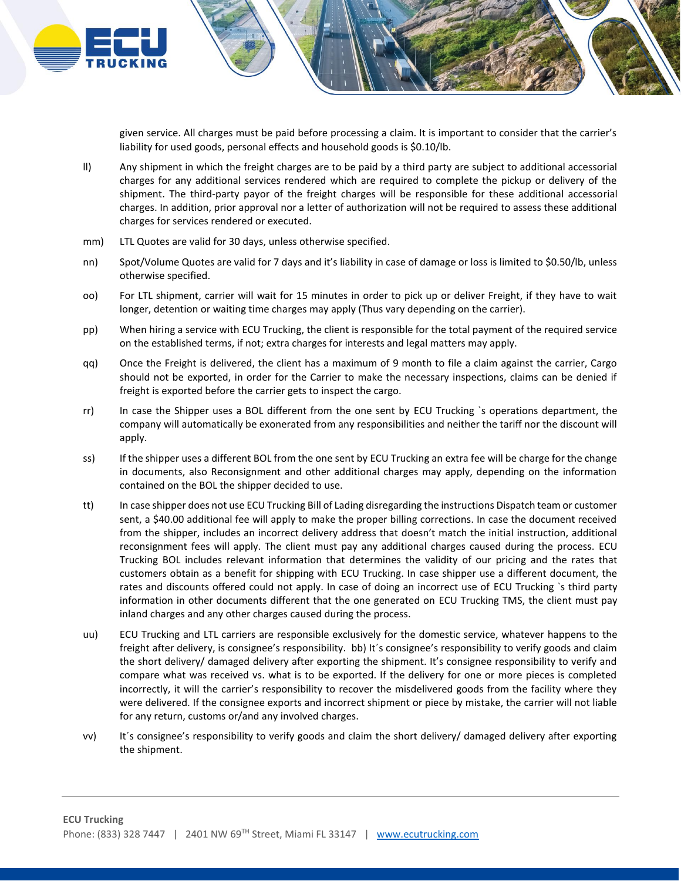given service. All charges must be paid before processing a claim. It is important to consider that the carrier's liability for used goods, personal effects and household goods is $0.10/lb.

ll) Any shipment in which the freight charges are to be paid by a third party are subject to additional accessorial charges for any additional services rendered which are required to complete the pickup or delivery of the shipment. The third-party payor of the freight charges will be responsible for these additional accessorial charges. In addition, prior approval nor a letter of authorization will not be required to assess these additional charges for services rendered or executed.

mm) LTL Quotes are valid for 30 days, unless otherwise specified.

nn) Spot/Volume Quotes are valid for 7 days and it's liability in case of damage or loss is limited to $0.50/lb, unless otherwise specified.

oo) For LTL shipment, carrier will wait for 15 minutes in order to pick up or deliver Freight, if they have to wait longer, detention or waiting time charges may apply (Thus vary depending on the carrier).

pp) When hiring a service with ECU Trucking, the client is responsible for the total payment of the required service on the established terms, if not; extra charges for interests and legal matters may apply.

qq) Once the Freight is delivered, the client has a maximum of 9 month to file a claim against the carrier, Cargo should not be exported, in order for the Carrier to make the necessary inspections, claims can be denied if freight is exported before the carrier gets to inspect the cargo.

rr) In case the Shipper uses a BOL different from the one sent by ECU Trucking `s operations department, the company will automatically be exonerated from any responsibilities and neither the tariff nor the discount will apply.

ss) If the shipper uses a different BOL from the one sent by ECU Trucking an extra fee will be charge for the change in documents, also Reconsignment and other additional charges may apply, depending on the information contained on the BOL the shipper decided to use.

tt) In case shipper does not use ECU Trucking Bill of Lading disregarding the instructions Dispatch team or customer sent, a $40.00 additional fee will apply to make the proper billing corrections. In case the document received from the shipper, includes an incorrect delivery address that doesn't match the initial instruction, additional reconsignment fees will apply. The client must pay any additional charges caused during the process. ECU Trucking BOL includes relevant information that determines the validity of our pricing and the rates that customers obtain as a benefit for shipping with ECU Trucking. In case shipper use a different document, the rates and discounts offered could not apply. In case of doing an incorrect use of ECU Trucking `s third party information in other documents different that the one generated on ECU Trucking TMS, the client must pay inland charges and any other charges caused during the process.

uu) ECU Trucking and LTL carriers are responsible exclusively for the domestic service, whatever happens to the freight after delivery, is consignee's responsibility. bb) It´s consignee's responsibility to verify goods and claim the short delivery/ damaged delivery after exporting the shipment. It's consignee responsibility to verify and compare what was received vs. what is to be exported. If the delivery for one or more pieces is completed incorrectly, it will the carrier's responsibility to recover the misdelivered goods from the facility where they were delivered. If the consignee exports and incorrect shipment or piece by mistake, the carrier will not liable for any return, customs or/and any involved charges.

vv) It´s consignee's responsibility to verify goods and claim the short delivery/ damaged delivery after exporting the shipment.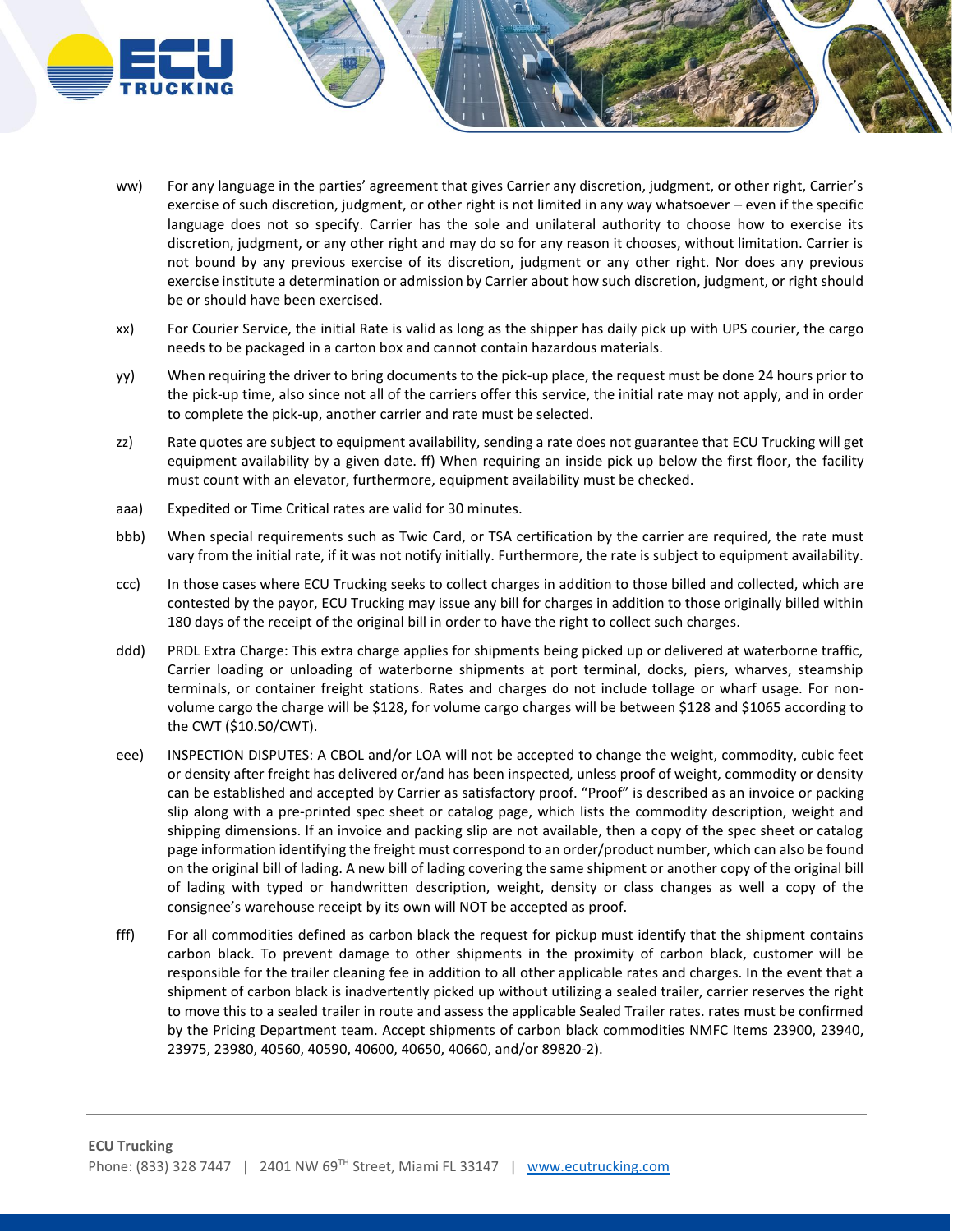ww) For any language in the parties' agreement that gives Carrier any discretion, judgment, or other right, Carrier's exercise of such discretion, judgment, or other right is not limited in any way whatsoever – even if the specific language does not so specify. Carrier has the sole and unilateral authority to choose how to exercise its discretion, judgment, or any other right and may do so for any reason it chooses, without limitation. Carrier is not bound by any previous exercise of its discretion, judgment or any other right. Nor does any previous exercise institute a determination or admission by Carrier about how such discretion, judgment, or right should be or should have been exercised.

xx) For Courier Service, the initial Rate is valid as long as the shipper has daily pick up with UPS courier, the cargo needs to be packaged in a carton box and cannot contain hazardous materials.

yy) When requiring the driver to bring documents to the pick-up place, the request must be done 24 hours prior to the pick-up time, also since not all of the carriers offer this service, the initial rate may not apply, and in order to complete the pick-up, another carrier and rate must be selected.

zz) Rate quotes are subject to equipment availability, sending a rate does not guarantee that ECU Trucking will get equipment availability by a given date. ff) When requiring an inside pick up below the first floor, the facility must count with an elevator, furthermore, equipment availability must be checked.

aaa) Expedited or Time Critical rates are valid for 30 minutes.

bbb) When special requirements such as Twic Card, or TSA certification by the carrier are required, the rate must vary from the initial rate, if it was not notify initially. Furthermore, the rate is subject to equipment availability.

ccc) In those cases where ECU Trucking seeks to collect charges in addition to those billed and collected, which are contested by the payor, ECU Trucking may issue any bill for charges in addition to those originally billed within 180 days of the receipt of the original bill in order to have the right to collect such charges.

ddd) PRDL Extra Charge: This extra charge applies for shipments being picked up or delivered at waterborne traffic, Carrier loading or unloading of waterborne shipments at port terminal, docks, piers, wharves, steamship terminals, or container freight stations. Rates and charges do not include tollage or wharf usage. For non-volume cargo the charge will be $128, for volume cargo charges will be between $128 and $1065 according to the CWT ($10.50/CWT).

eee) INSPECTION DISPUTES: A CBOL and/or LOA will not be accepted to change the weight, commodity, cubic feet or density after freight has delivered or/and has been inspected, unless proof of weight, commodity or density can be established and accepted by Carrier as satisfactory proof. "Proof" is described as an invoice or packing slip along with a pre-printed spec sheet or catalog page, which lists the commodity description, weight and shipping dimensions. If an invoice and packing slip are not available, then a copy of the spec sheet or catalog page information identifying the freight must correspond to an order/product number, which can also be found on the original bill of lading. A new bill of lading covering the same shipment or another copy of the original bill of lading with typed or handwritten description, weight, density or class changes as well a copy of the consignee's warehouse receipt by its own will NOT be accepted as proof.

fff) For all commodities defined as carbon black the request for pickup must identify that the shipment contains carbon black. To prevent damage to other shipments in the proximity of carbon black, customer will be responsible for the trailer cleaning fee in addition to all other applicable rates and charges. In the event that a shipment of carbon black is inadvertently picked up without utilizing a sealed trailer, carrier reserves the right to move this to a sealed trailer in route and assess the applicable Sealed Trailer rates. rates must be confirmed by the Pricing Department team. Accept shipments of carbon black commodities NMFC Items 23900, 23940, 23975, 23980, 40560, 40590, 40600, 40650, 40660, and/or 89820-2).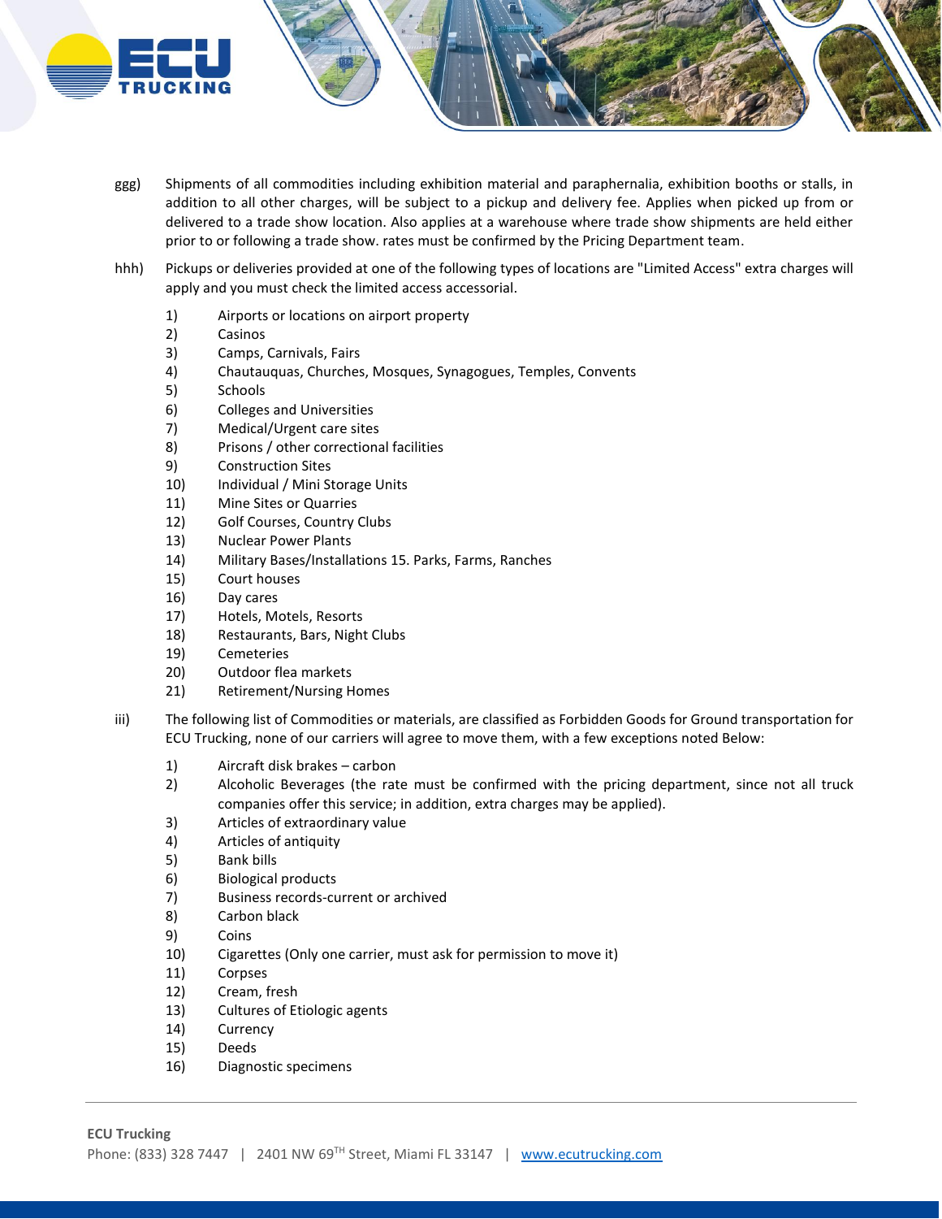ggg) Shipments of all commodities including exhibition material and paraphernalia, exhibition booths or stalls, in addition to all other charges, will be subject to a pickup and delivery fee. Applies when picked up from or delivered to a trade show location. Also applies at a warehouse where trade show shipments are held either prior to or following a trade show. rates must be confirmed by the Pricing Department team.

hhh) Pickups or deliveries provided at one of the following types of locations are "Limited Access" extra charges will apply and you must check the limited access accessorial.

1) Airports or locations on airport property
2) Casinos
3) Camps, Carnivals, Fairs
4) Chautauquas, Churches, Mosques, Synagogues, Temples, Convents
5) Schools
6) Colleges and Universities
7) Medical/Urgent care sites
8) Prisons / other correctional facilities
9) Construction Sites
10) Individual / Mini Storage Units
11) Mine Sites or Quarries
12) Golf Courses, Country Clubs
13) Nuclear Power Plants
14) Military Bases/Installations 15. Parks, Farms, Ranches
15) Court houses
16) Day cares
17) Hotels, Motels, Resorts
18) Restaurants, Bars, Night Clubs
19) Cemeteries
20) Outdoor flea markets
21) Retirement/Nursing Homes

iii) The following list of Commodities or materials, are classified as Forbidden Goods for Ground transportation for ECU Trucking, none of our carriers will agree to move them, with a few exceptions noted Below:

1) Aircraft disk brakes – carbon
2) Alcoholic Beverages (the rate must be confirmed with the pricing department, since not all truck companies offer this service; in addition, extra charges may be applied).
3) Articles of extraordinary value
4) Articles of antiquity
5) Bank bills
6) Biological products
7) Business records-current or archived
8) Carbon black
9) Coins
10) Cigarettes (Only one carrier, must ask for permission to move it)
11) Corpses
12) Cream, fresh
13) Cultures of Etiologic agents
14) Currency
15) Deeds
16) Diagnostic specimens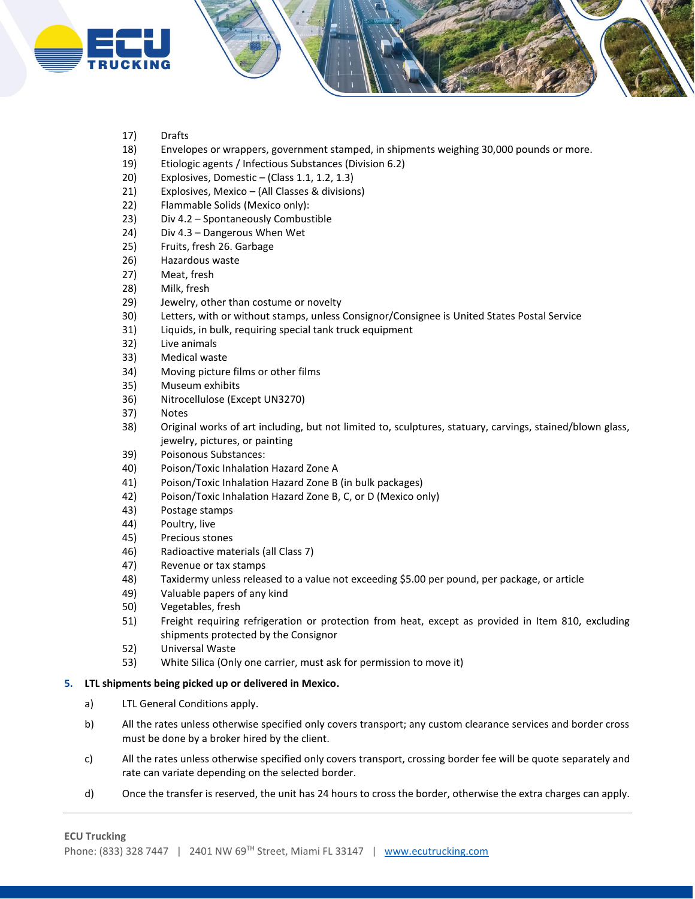17) Drafts
18) Envelopes or wrappers, government stamped, in shipments weighing 30,000 pounds or more.
19) Etiologic agents / Infectious Substances (Division 6.2)
20) Explosives, Domestic – (Class 1.1, 1.2, 1.3)
21) Explosives, Mexico – (All Classes & divisions)
22) Flammable Solids (Mexico only):
23) Div 4.2 – Spontaneously Combustible
24) Div 4.3 – Dangerous When Wet
25) Fruits, fresh 26. Garbage
26) Hazardous waste
27) Meat, fresh
28) Milk, fresh
29) Jewelry, other than costume or novelty
30) Letters, with or without stamps, unless Consignor/Consignee is United States Postal Service
31) Liquids, in bulk, requiring special tank truck equipment
32) Live animals
33) Medical waste
34) Moving picture films or other films
35) Museum exhibits
36) Nitrocellulose (Except UN3270)
37) Notes
38) Original works of art including, but not limited to, sculptures, statuary, carvings, stained/blown glass, jewelry, pictures, or painting
39) Poisonous Substances:
40) Poison/Toxic Inhalation Hazard Zone A
41) Poison/Toxic Inhalation Hazard Zone B (in bulk packages)
42) Poison/Toxic Inhalation Hazard Zone B, C, or D (Mexico only)
43) Postage stamps
44) Poultry, live
45) Precious stones
46) Radioactive materials (all Class 7)
47) Revenue or tax stamps
48) Taxidermy unless released to a value not exceeding $5.00 per pound, per package, or article
49) Valuable papers of any kind
50) Vegetables, fresh
51) Freight requiring refrigeration or protection from heat, except as provided in Item 810, excluding shipments protected by the Consignor
52) Universal Waste
53) White Silica (Only one carrier, must ask for permission to move it)

**5. LTL shipments being picked up or delivered in Mexico.**

a) LTL General Conditions apply.

b) All the rates unless otherwise specified only covers transport; any custom clearance services and border cross must be done by a broker hired by the client.

c) All the rates unless otherwise specified only covers transport, crossing border fee will be quote separately and rate can variate depending on the selected border.

d) Once the transfer is reserved, the unit has 24 hours to cross the border, otherwise the extra charges can apply.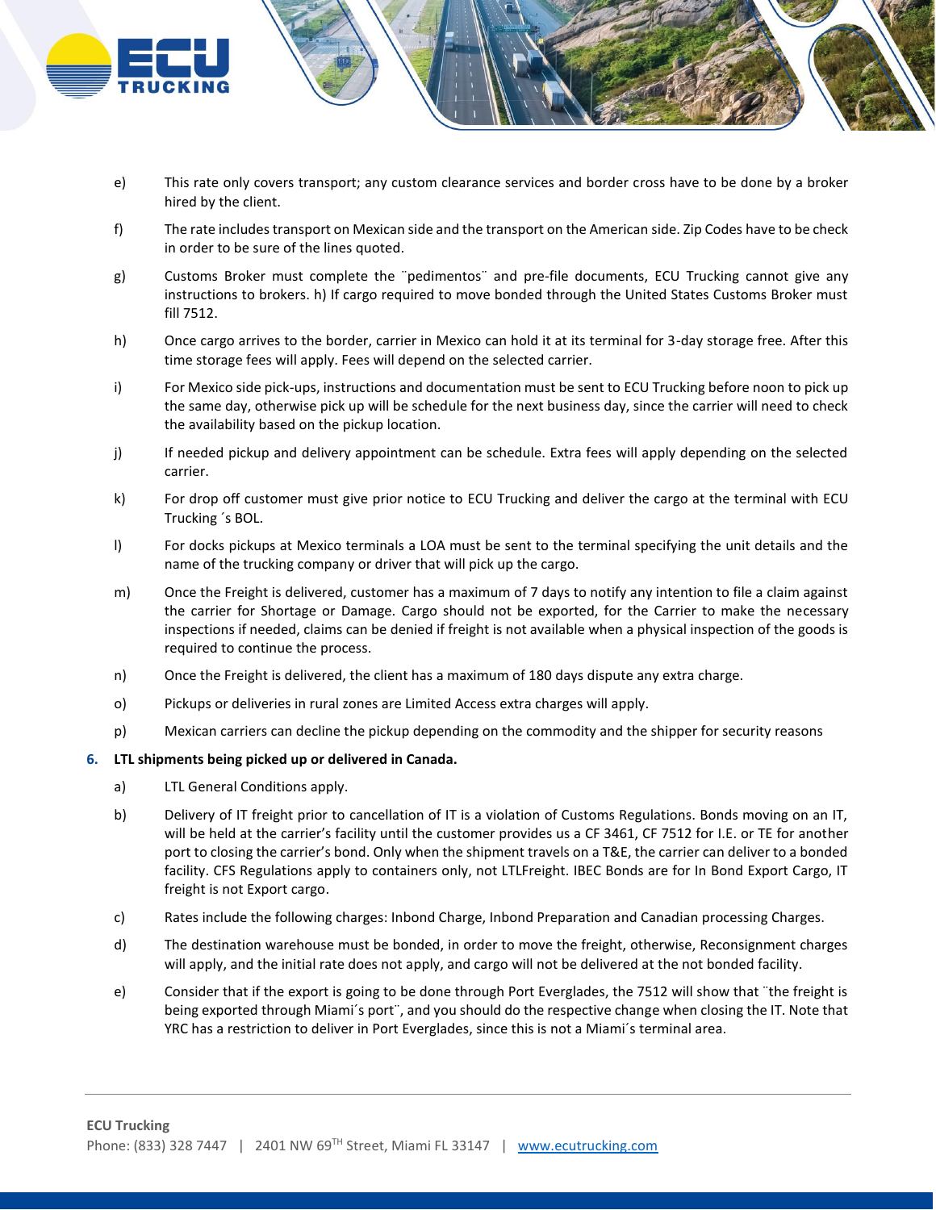e) This rate only covers transport; any custom clearance services and border cross have to be done by a broker hired by the client.

f) The rate includes transport on Mexican side and the transport on the American side. Zip Codes have to be check in order to be sure of the lines quoted.

g) Customs Broker must complete the ¨pedimentos¨ and pre-file documents, ECU Trucking cannot give any instructions to brokers. h) If cargo required to move bonded through the United States Customs Broker must fill 7512.

h) Once cargo arrives to the border, carrier in Mexico can hold it at its terminal for 3-day storage free. After this time storage fees will apply. Fees will depend on the selected carrier.

i) For Mexico side pick-ups, instructions and documentation must be sent to ECU Trucking before noon to pick up the same day, otherwise pick up will be schedule for the next business day, since the carrier will need to check the availability based on the pickup location.

j) If needed pickup and delivery appointment can be schedule. Extra fees will apply depending on the selected carrier.

k) For drop off customer must give prior notice to ECU Trucking and deliver the cargo at the terminal with ECU Trucking´s BOL.

l) For docks pickups at Mexico terminals a LOA must be sent to the terminal specifying the unit details and the name of the trucking company or driver that will pick up the cargo.

m) Once the Freight is delivered, customer has a maximum of 7 days to notify any intention to file a claim against the carrier for Shortage or Damage. Cargo should not be exported, for the Carrier to make the necessary inspections if needed, claims can be denied if freight is not available when a physical inspection of the goods is required to continue the process.

n) Once the Freight is delivered, the client has a maximum of 180 days dispute any extra charge.

o) Pickups or deliveries in rural zones are Limited Access extra charges will apply.

p) Mexican carriers can decline the pickup depending on the commodity and the shipper for security reasons

**6. LTL shipments being picked up or delivered in Canada.**

a) LTL General Conditions apply.

b) Delivery of IT freight prior to cancellation of IT is a violation of Customs Regulations. Bonds moving on an IT, will be held at the carrier's facility until the customer provides us a CF 3461, CF 7512 for I.E. or TE for another port to closing the carrier's bond. Only when the shipment travels on a T&E, the carrier can deliver to a bonded facility. CFS Regulations apply to containers only, not LTLFreight. IBEC Bonds are for In Bond Export Cargo, IT freight is not Export cargo.

c) Rates include the following charges: Inbond Charge, Inbond Preparation and Canadian processing Charges.

d) The destination warehouse must be bonded, in order to move the freight, otherwise, Reconsignment charges will apply, and the initial rate does not apply, and cargo will not be delivered at the not bonded facility.

e) Consider that if the export is going to be done through Port Everglades, the 7512 will show that ¨the freight is being exported through Miami´s port¨, and you should do the respective change when closing the IT. Note that YRC has a restriction to deliver in Port Everglades, since this is not a Miami´s terminal area.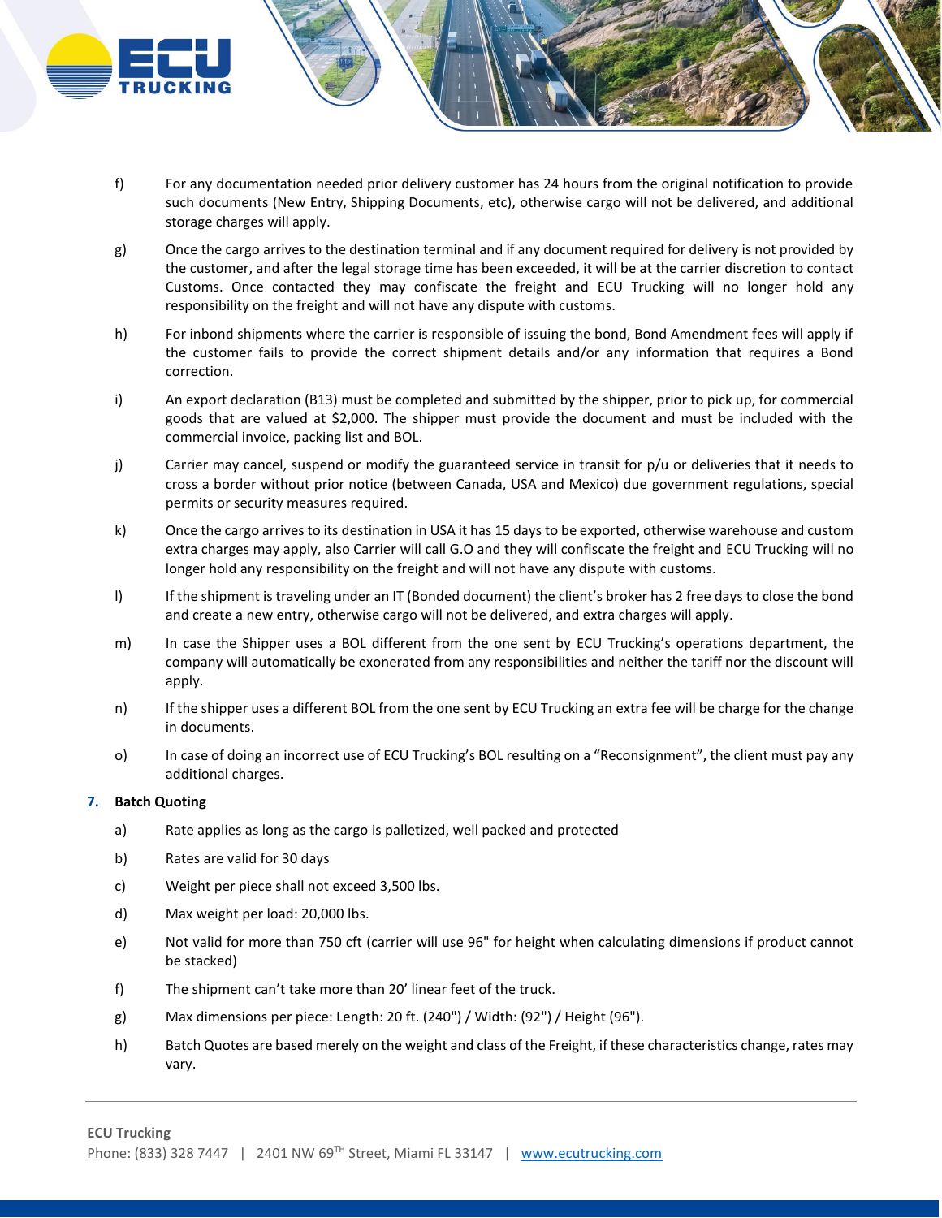f) For any documentation needed prior delivery customer has 24 hours from the original notification to provide such documents (New Entry, Shipping Documents, etc), otherwise cargo will not be delivered, and additional storage charges will apply.

g) Once the cargo arrives to the destination terminal and if any document required for delivery is not provided by the customer, and after the legal storage time has been exceeded, it will be at the carrier discretion to contact Customs. Once contacted they may confiscate the freight and ECU Trucking will no longer hold any responsibility on the freight and will not have any dispute with customs.

h) For inbond shipments where the carrier is responsible of issuing the bond, Bond Amendment fees will apply if the customer fails to provide the correct shipment details and/or any information that requires a Bond correction.

i) An export declaration (B13) must be completed and submitted by the shipper, prior to pick up, for commercial goods that are valued at $2,000. The shipper must provide the document and must be included with the commercial invoice, packing list and BOL.

j) Carrier may cancel, suspend or modify the guaranteed service in transit for p/u or deliveries that it needs to cross a border without prior notice (between Canada, USA and Mexico) due government regulations, special permits or security measures required.

k) Once the cargo arrives to its destination in USA it has 15 days to be exported, otherwise warehouse and custom extra charges may apply, also Carrier will call G.O and they will confiscate the freight and ECU Trucking will no longer hold any responsibility on the freight and will not have any dispute with customs.

l) If the shipment is traveling under an IT (Bonded document) the client's broker has 2 free days to close the bond and create a new entry, otherwise cargo will not be delivered, and extra charges will apply.

m) In case the Shipper uses a BOL different from the one sent by ECU Trucking's operations department, the company will automatically be exonerated from any responsibilities and neither the tariff nor the discount will apply.

n) If the shipper uses a different BOL from the one sent by ECU Trucking an extra fee will be charge for the change in documents.

o) In case of doing an incorrect use of ECU Trucking's BOL resulting on a "Reconsignment", the client must pay any additional charges.

## 7. Batch Quoting

a) Rate applies as long as the cargo is palletized, well packed and protected

b) Rates are valid for 30 days

c) Weight per piece shall not exceed 3,500 lbs.

d) Max weight per load: 20,000 lbs.

e) Not valid for more than 750 cft (carrier will use 96" for height when calculating dimensions if product cannot be stacked)

f) The shipment can't take more than 20' linear feet of the truck.

g) Max dimensions per piece: Length: 20 ft. (240") / Width: (92") / Height (96").

h) Batch Quotes are based merely on the weight and class of the Freight, if these characteristics change, rates may vary.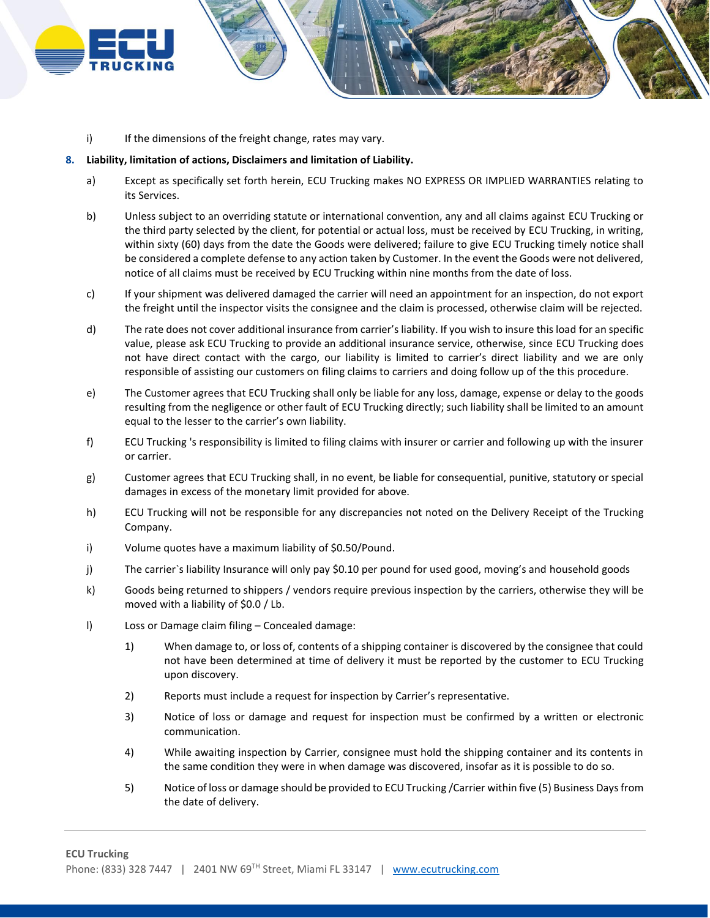i) If the dimensions of the freight change, rates may vary.

**8. Liability, limitation of actions, Disclaimers and limitation of Liability.**

a) Except as specifically set forth herein, ECU Trucking makes NO EXPRESS OR IMPLIED WARRANTIES relating to its Services.

b) Unless subject to an overriding statute or international convention, any and all claims against ECU Trucking or the third party selected by the client, for potential or actual loss, must be received by ECU Trucking, in writing, within sixty (60) days from the date the Goods were delivered; failure to give ECU Trucking timely notice shall be considered a complete defense to any action taken by Customer. In the event the Goods were not delivered, notice of all claims must be received by ECU Trucking within nine months from the date of loss.

c) If your shipment was delivered damaged the carrier will need an appointment for an inspection, do not export the freight until the inspector visits the consignee and the claim is processed, otherwise claim will be rejected.

d) The rate does not cover additional insurance from carrier's liability. If you wish to insure this load for an specific value, please ask ECU Trucking to provide an additional insurance service, otherwise, since ECU Trucking does not have direct contact with the cargo, our liability is limited to carrier's direct liability and we are only responsible of assisting our customers on filing claims to carriers and doing follow up of the this procedure.

e) The Customer agrees that ECU Trucking shall only be liable for any loss, damage, expense or delay to the goods resulting from the negligence or other fault of ECU Trucking directly; such liability shall be limited to an amount equal to the lesser to the carrier's own liability.

f) ECU Trucking 's responsibility is limited to filing claims with insurer or carrier and following up with the insurer or carrier.

g) Customer agrees that ECU Trucking shall, in no event, be liable for consequential, punitive, statutory or special damages in excess of the monetary limit provided for above.

h) ECU Trucking will not be responsible for any discrepancies not noted on the Delivery Receipt of the Trucking Company.

i) Volume quotes have a maximum liability of $0.50/Pound.

j) The carrier`s liability Insurance will only pay $0.10 per pound for used good, moving's and household goods

k) Goods being returned to shippers / vendors require previous inspection by the carriers, otherwise they will be moved with a liability of $0.0 / Lb.

l) Loss or Damage claim filing – Concealed damage:

1) When damage to, or loss of, contents of a shipping container is discovered by the consignee that could not have been determined at time of delivery it must be reported by the customer to ECU Trucking upon discovery.

2) Reports must include a request for inspection by Carrier's representative.

3) Notice of loss or damage and request for inspection must be confirmed by a written or electronic communication.

4) While awaiting inspection by Carrier, consignee must hold the shipping container and its contents in the same condition they were in when damage was discovered, insofar as it is possible to do so.

5) Notice of loss or damage should be provided to ECU Trucking /Carrier within five (5) Business Days from the date of delivery.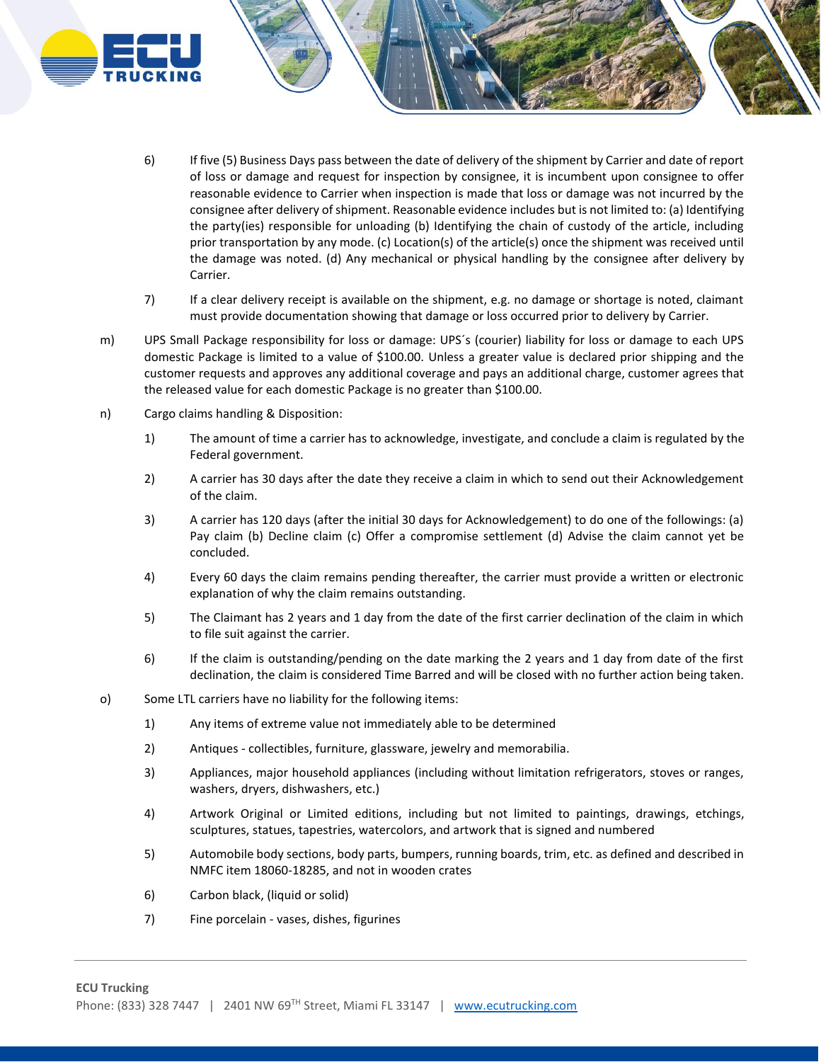6) If five (5) Business Days pass between the date of delivery of the shipment by Carrier and date of report of loss or damage and request for inspection by consignee, it is incumbent upon consignee to offer reasonable evidence to Carrier when inspection is made that loss or damage was not incurred by the consignee after delivery of shipment. Reasonable evidence includes but is not limited to: (a) Identifying the party(ies) responsible for unloading (b) Identifying the chain of custody of the article, including prior transportation by any mode. (c) Location(s) of the article(s) once the shipment was received until the damage was noted. (d) Any mechanical or physical handling by the consignee after delivery by Carrier.

7) If a clear delivery receipt is available on the shipment, e.g. no damage or shortage is noted, claimant must provide documentation showing that damage or loss occurred prior to delivery by Carrier.

m) UPS Small Package responsibility for loss or damage: UPS´s (courier) liability for loss or damage to each UPS domestic Package is limited to a value of $100.00. Unless a greater value is declared prior shipping and the customer requests and approves any additional coverage and pays an additional charge, customer agrees that the released value for each domestic Package is no greater than $100.00.

n) Cargo claims handling & Disposition:

1) The amount of time a carrier has to acknowledge, investigate, and conclude a claim is regulated by the Federal government.

2) A carrier has 30 days after the date they receive a claim in which to send out their Acknowledgement of the claim.

3) A carrier has 120 days (after the initial 30 days for Acknowledgement) to do one of the followings: (a) Pay claim (b) Decline claim (c) Offer a compromise settlement (d) Advise the claim cannot yet be concluded.

4) Every 60 days the claim remains pending thereafter, the carrier must provide a written or electronic explanation of why the claim remains outstanding.

5) The Claimant has 2 years and 1 day from the date of the first carrier declination of the claim in which to file suit against the carrier.

6) If the claim is outstanding/pending on the date marking the 2 years and 1 day from date of the first declination, the claim is considered Time Barred and will be closed with no further action being taken.

o) Some LTL carriers have no liability for the following items:

1) Any items of extreme value not immediately able to be determined

2) Antiques - collectibles, furniture, glassware, jewelry and memorabilia.

3) Appliances, major household appliances (including without limitation refrigerators, stoves or ranges, washers, dryers, dishwashers, etc.)

4) Artwork Original or Limited editions, including but not limited to paintings, drawings, etchings, sculptures, statues, tapestries, watercolors, and artwork that is signed and numbered

5) Automobile body sections, body parts, bumpers, running boards, trim, etc. as defined and described in NMFC item 18060-18285, and not in wooden crates

6) Carbon black, (liquid or solid)

7) Fine porcelain - vases, dishes, figurines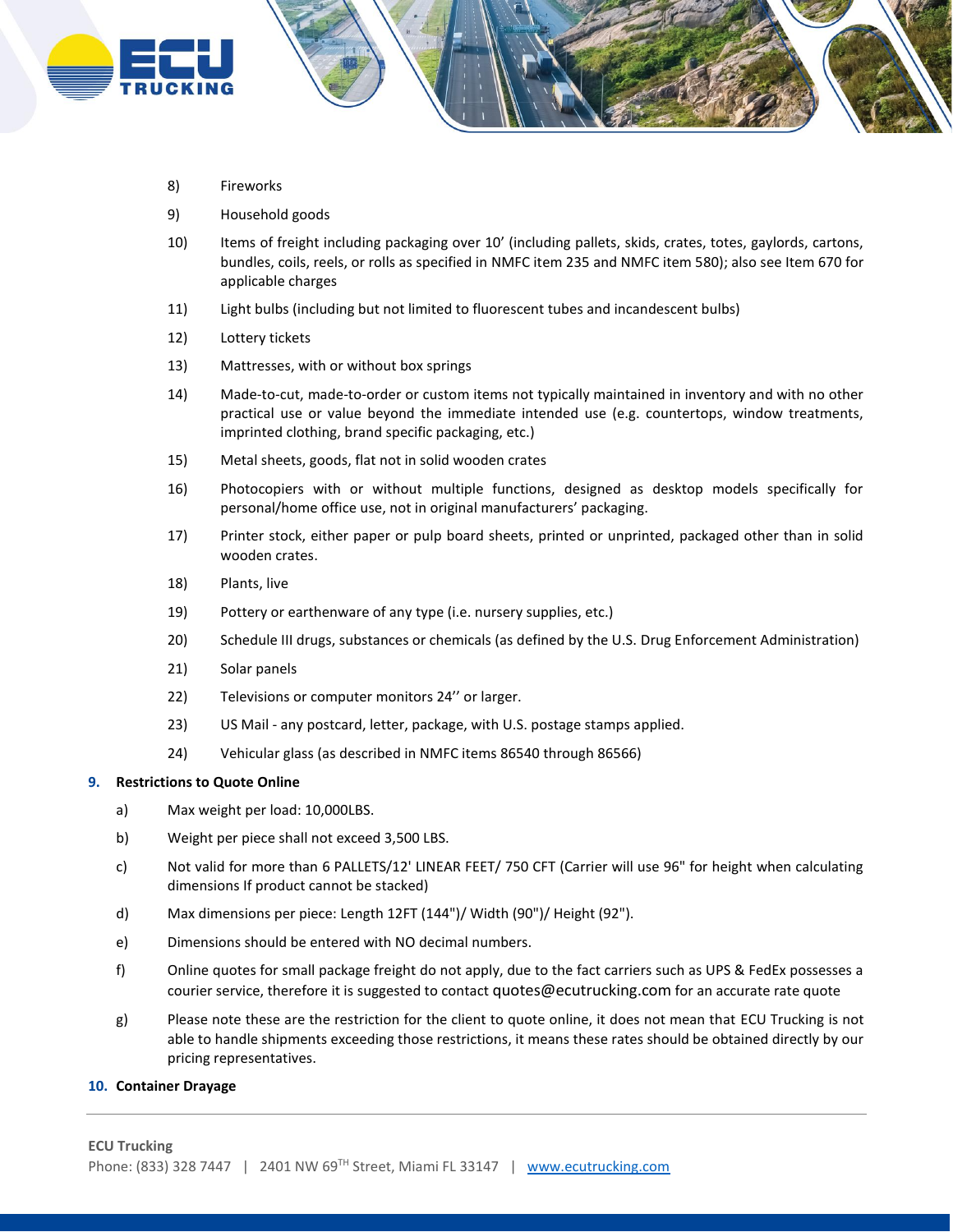8) Fireworks

9) Household goods

10) Items of freight including packaging over 10' (including pallets, skids, crates, totes, gaylords, cartons, bundles, coils, reels, or rolls as specified in NMFC item 235 and NMFC item 580); also see Item 670 for applicable charges

11) Light bulbs (including but not limited to fluorescent tubes and incandescent bulbs)

12) Lottery tickets

13) Mattresses, with or without box springs

14) Made-to-cut, made-to-order or custom items not typically maintained in inventory and with no other practical use or value beyond the immediate intended use (e.g. countertops, window treatments, imprinted clothing, brand specific packaging, etc.)

15) Metal sheets, goods, flat not in solid wooden crates

16) Photocopiers with or without multiple functions, designed as desktop models specifically for personal/home office use, not in original manufacturers' packaging.

17) Printer stock, either paper or pulp board sheets, printed or unprinted, packaged other than in solid wooden crates.

18) Plants, live

19) Pottery or earthenware of any type (i.e. nursery supplies, etc.)

20) Schedule III drugs, substances or chemicals (as defined by the U.S. Drug Enforcement Administration)

21) Solar panels

22) Televisions or computer monitors 24'' or larger.

23) US Mail - any postcard, letter, package, with U.S. postage stamps applied.

24) Vehicular glass (as described in NMFC items 86540 through 86566)

**9. Restrictions to Quote Online**

a) Max weight per load: 10,000LBS.

b) Weight per piece shall not exceed 3,500 LBS.

c) Not valid for more than 6 PALLETS/12' LINEAR FEET/ 750 CFT (Carrier will use 96" for height when calculating dimensions If product cannot be stacked)

d) Max dimensions per piece: Length 12FT (144")/ Width (90")/ Height (92").

e) Dimensions should be entered with NO decimal numbers.

f) Online quotes for small package freight do not apply, due to the fact carriers such as UPS & FedEx possesses a courier service, therefore it is suggested to contact quotes@ecutrucking.com for an accurate rate quote

g) Please note these are the restriction for the client to quote online, it does not mean that ECU Trucking is not able to handle shipments exceeding those restrictions, it means these rates should be obtained directly by our pricing representatives.

**10. Container Drayage**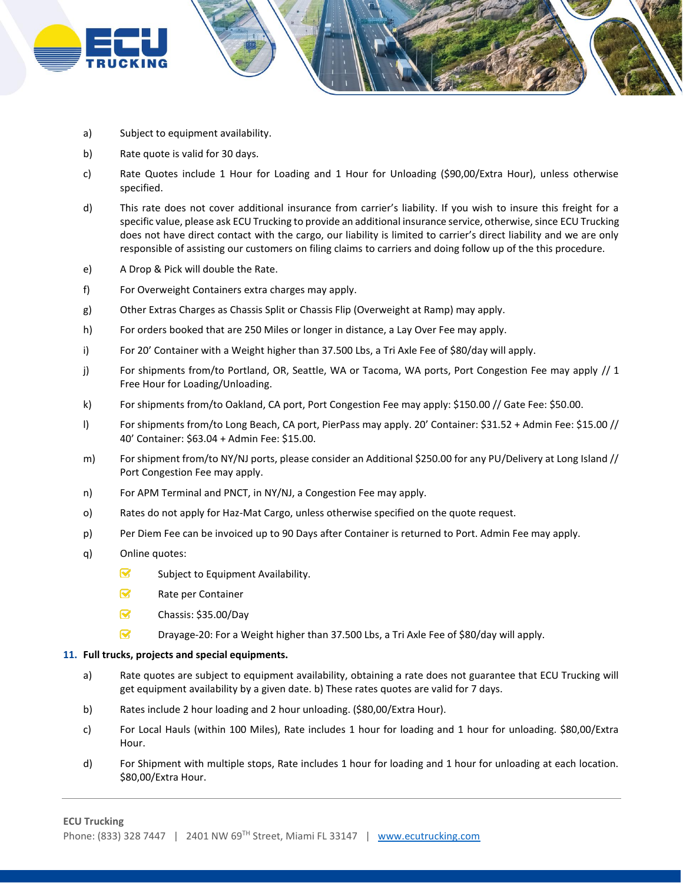a) Subject to equipment availability.

b) Rate quote is valid for 30 days.

c) Rate Quotes include 1 Hour for Loading and 1 Hour for Unloading ($90,00/Extra Hour), unless otherwise specified.

d) This rate does not cover additional insurance from carrier's liability. If you wish to insure this freight for a specific value, please ask ECU Trucking to provide an additional insurance service, otherwise, since ECU Trucking does not have direct contact with the cargo, our liability is limited to carrier's direct liability and we are only responsible of assisting our customers on filing claims to carriers and doing follow up of the this procedure.

e) A Drop & Pick will double the Rate.

f) For Overweight Containers extra charges may apply.

g) Other Extras Charges as Chassis Split or Chassis Flip (Overweight at Ramp) may apply.

h) For orders booked that are 250 Miles or longer in distance, a Lay Over Fee may apply.

i) For 20' Container with a Weight higher than 37.500 Lbs, a Tri Axle Fee of $80/day will apply.

j) For shipments from/to Portland, OR, Seattle, WA or Tacoma, WA ports, Port Congestion Fee may apply // 1 Free Hour for Loading/Unloading.

k) For shipments from/to Oakland, CA port, Port Congestion Fee may apply: $150.00 // Gate Fee: $50.00.

l) For shipments from/to Long Beach, CA port, PierPass may apply. 20' Container: $31.52 + Admin Fee: $15.00 // 40' Container: $63.04 + Admin Fee: $15.00.

m) For shipment from/to NY/NJ ports, please consider an Additional $250.00 for any PU/Delivery at Long Island // Port Congestion Fee may apply.

n) For APM Terminal and PNCT, in NY/NJ, a Congestion Fee may apply.

o) Rates do not apply for Haz-Mat Cargo, unless otherwise specified on the quote request.

p) Per Diem Fee can be invoiced up to 90 Days after Container is returned to Port. Admin Fee may apply.

q) Online quotes:

- Subject to Equipment Availability.
- Rate per Container
- Chassis: $35.00/Day
- Drayage-20: For a Weight higher than 37.500 Lbs, a Tri Axle Fee of $80/day will apply.

**11. Full trucks, projects and special equipments.**

a) Rate quotes are subject to equipment availability, obtaining a rate does not guarantee that ECU Trucking will get equipment availability by a given date. b) These rates quotes are valid for 7 days.

b) Rates include 2 hour loading and 2 hour unloading. ($80,00/Extra Hour).

c) For Local Hauls (within 100 Miles), Rate includes 1 hour for loading and 1 hour for unloading. $80,00/Extra Hour.

d) For Shipment with multiple stops, Rate includes 1 hour for loading and 1 hour for unloading at each location. $80,00/Extra Hour.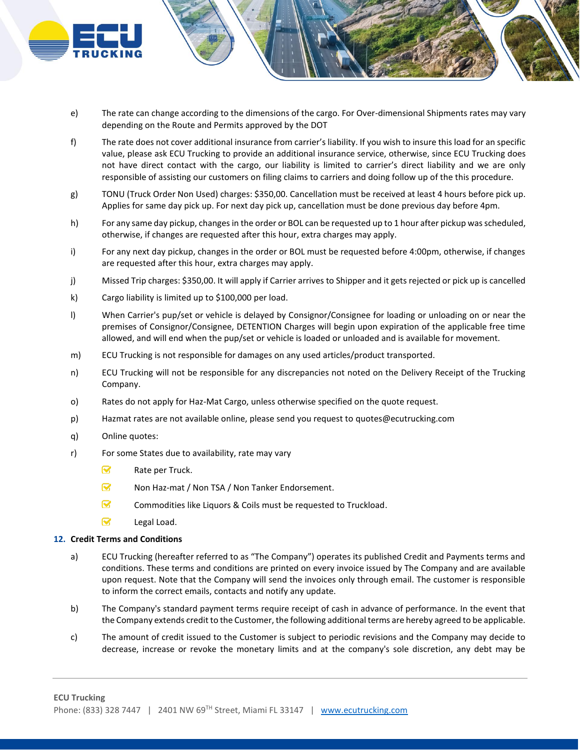e) The rate can change according to the dimensions of the cargo. For Over-dimensional Shipments rates may vary depending on the Route and Permits approved by the DOT

f) The rate does not cover additional insurance from carrier's liability. If you wish to insure this load for an specific value, please ask ECU Trucking to provide an additional insurance service, otherwise, since ECU Trucking does not have direct contact with the cargo, our liability is limited to carrier's direct liability and we are only responsible of assisting our customers on filing claims to carriers and doing follow up of the this procedure.

g) TONU (Truck Order Non Used) charges: $350,00. Cancellation must be received at least 4 hours before pick up. Applies for same day pick up. For next day pick up, cancellation must be done previous day before 4pm.

h) For any same day pickup, changes in the order or BOL can be requested up to 1 hour after pickup was scheduled, otherwise, if changes are requested after this hour, extra charges may apply.

i) For any next day pickup, changes in the order or BOL must be requested before 4:00pm, otherwise, if changes are requested after this hour, extra charges may apply.

j) Missed Trip charges: $350,00. It will apply if Carrier arrives to Shipper and it gets rejected or pick up is cancelled

k) Cargo liability is limited up to $100,000 per load.

l) When Carrier's pup/set or vehicle is delayed by Consignor/Consignee for loading or unloading on or near the premises of Consignor/Consignee, DETENTION Charges will begin upon expiration of the applicable free time allowed, and will end when the pup/set or vehicle is loaded or unloaded and is available for movement.

m) ECU Trucking is not responsible for damages on any used articles/product transported.

n) ECU Trucking will not be responsible for any discrepancies not noted on the Delivery Receipt of the Trucking Company.

o) Rates do not apply for Haz-Mat Cargo, unless otherwise specified on the quote request.

p) Hazmat rates are not available online, please send you request to quotes@ecutrucking.com

q) Online quotes:

r) For some States due to availability, rate may vary

- Rate per Truck.
- Non Haz-mat / Non TSA / Non Tanker Endorsement.
- Commodities like Liquors & Coils must be requested to Truckload.
- Legal Load.

## 12. Credit Terms and Conditions

a) ECU Trucking (hereafter referred to as "The Company") operates its published Credit and Payments terms and conditions. These terms and conditions are printed on every invoice issued by The Company and are available upon request. Note that the Company will send the invoices only through email. The customer is responsible to inform the correct emails, contacts and notify any update.

b) The Company's standard payment terms require receipt of cash in advance of performance. In the event that the Company extends credit to the Customer, the following additional terms are hereby agreed to be applicable.

c) The amount of credit issued to the Customer is subject to periodic revisions and the Company may decide to decrease, increase or revoke the monetary limits and at the company's sole discretion, any debt may be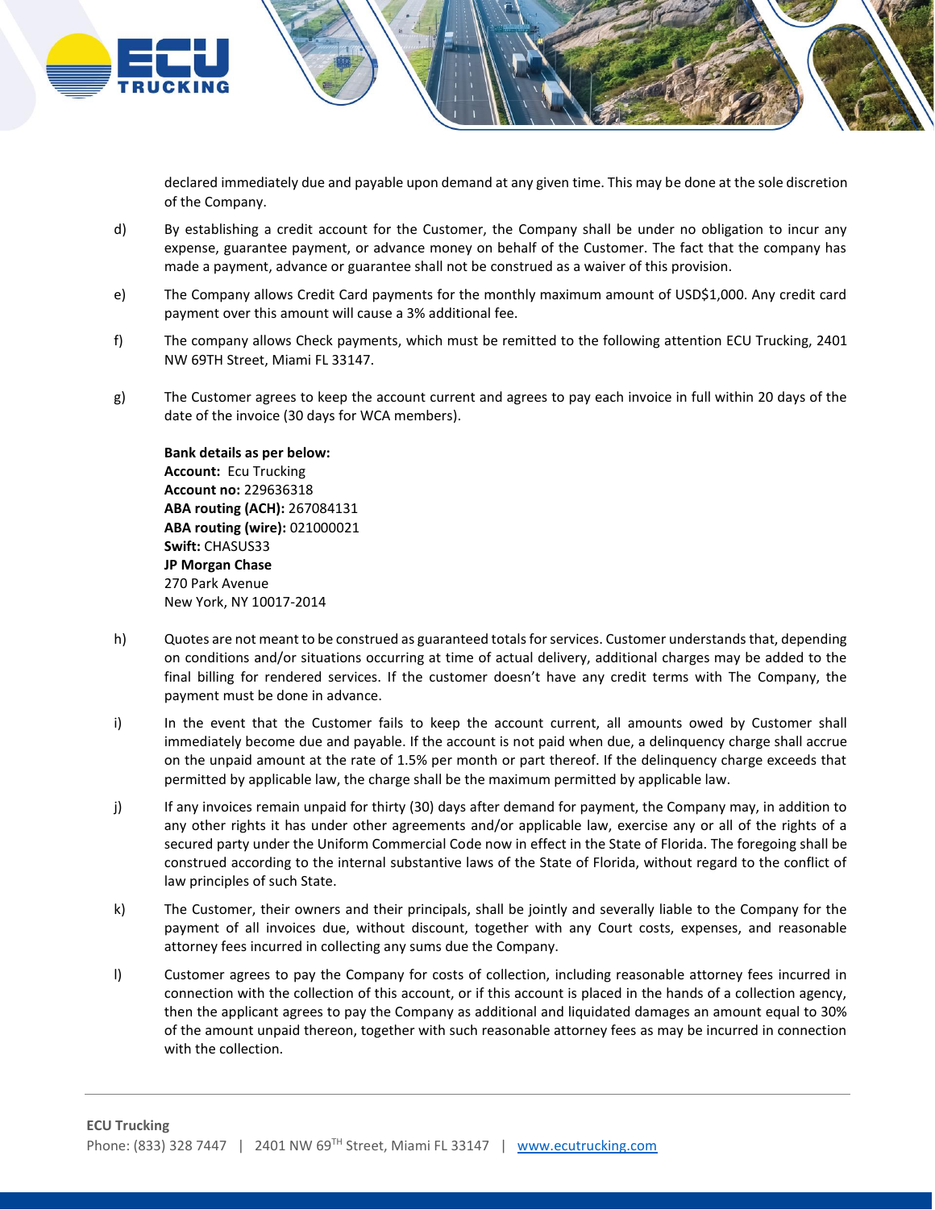declared immediately due and payable upon demand at any given time. This may be done at the sole discretion of the Company.

d) By establishing a credit account for the Customer, the Company shall be under no obligation to incur any expense, guarantee payment, or advance money on behalf of the Customer. The fact that the company has made a payment, advance or guarantee shall not be construed as a waiver of this provision.

e) The Company allows Credit Card payments for the monthly maximum amount of USD$1,000. Any credit card payment over this amount will cause a 3% additional fee.

f) The company allows Check payments, which must be remitted to the following attention ECU Trucking, 2401 NW 69TH Street, Miami FL 33147.

g) The Customer agrees to keep the account current and agrees to pay each invoice in full within 20 days of the date of the invoice (30 days for WCA members).

**Bank details as per below:**
**Account:** Ecu Trucking
**Account no:** 229636318
**ABA routing (ACH):** 267084131
**ABA routing (wire):** 021000021
**Swift:** CHASUS33
**JP Morgan Chase**
270 Park Avenue
New York, NY 10017-2014

h) Quotes are not meant to be construed as guaranteed totals for services. Customer understands that, depending on conditions and/or situations occurring at time of actual delivery, additional charges may be added to the final billing for rendered services. If the customer doesn't have any credit terms with The Company, the payment must be done in advance.

i) In the event that the Customer fails to keep the account current, all amounts owed by Customer shall immediately become due and payable. If the account is not paid when due, a delinquency charge shall accrue on the unpaid amount at the rate of 1.5% per month or part thereof. If the delinquency charge exceeds that permitted by applicable law, the charge shall be the maximum permitted by applicable law.

j) If any invoices remain unpaid for thirty (30) days after demand for payment, the Company may, in addition to any other rights it has under other agreements and/or applicable law, exercise any or all of the rights of a secured party under the Uniform Commercial Code now in effect in the State of Florida. The foregoing shall be construed according to the internal substantive laws of the State of Florida, without regard to the conflict of law principles of such State.

k) The Customer, their owners and their principals, shall be jointly and severally liable to the Company for the payment of all invoices due, without discount, together with any Court costs, expenses, and reasonable attorney fees incurred in collecting any sums due the Company.

l) Customer agrees to pay the Company for costs of collection, including reasonable attorney fees incurred in connection with the collection of this account, or if this account is placed in the hands of a collection agency, then the applicant agrees to pay the Company as additional and liquidated damages an amount equal to 30% of the amount unpaid thereon, together with such reasonable attorney fees as may be incurred in connection with the collection.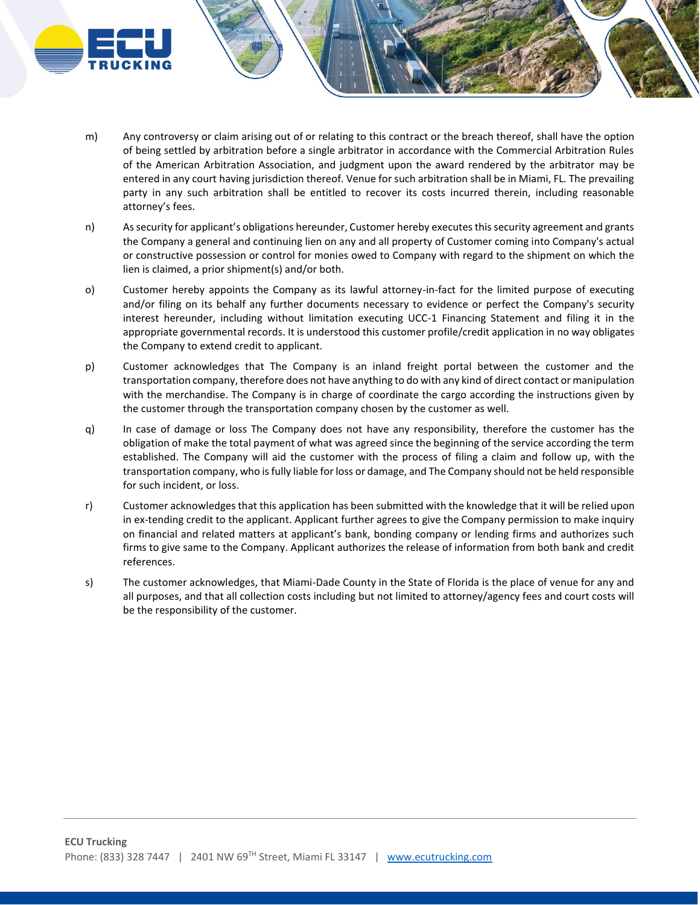m) Any controversy or claim arising out of or relating to this contract or the breach thereof, shall have the option of being settled by arbitration before a single arbitrator in accordance with the Commercial Arbitration Rules of the American Arbitration Association, and judgment upon the award rendered by the arbitrator may be entered in any court having jurisdiction thereof. Venue for such arbitration shall be in Miami, FL. The prevailing party in any such arbitration shall be entitled to recover its costs incurred therein, including reasonable attorney's fees.

n) As security for applicant's obligations hereunder, Customer hereby executes this security agreement and grants the Company a general and continuing lien on any and all property of Customer coming into Company's actual or constructive possession or control for monies owed to Company with regard to the shipment on which the lien is claimed, a prior shipment(s) and/or both.

o) Customer hereby appoints the Company as its lawful attorney-in-fact for the limited purpose of executing and/or filing on its behalf any further documents necessary to evidence or perfect the Company's security interest hereunder, including without limitation executing UCC-1 Financing Statement and filing it in the appropriate governmental records. It is understood this customer profile/credit application in no way obligates the Company to extend credit to applicant.

p) Customer acknowledges that The Company is an inland freight portal between the customer and the transportation company, therefore does not have anything to do with any kind of direct contact or manipulation with the merchandise. The Company is in charge of coordinate the cargo according the instructions given by the customer through the transportation company chosen by the customer as well.

q) In case of damage or loss The Company does not have any responsibility, therefore the customer has the obligation of make the total payment of what was agreed since the beginning of the service according the term established. The Company will aid the customer with the process of filing a claim and follow up, with the transportation company, who is fully liable for loss or damage, and The Company should not be held responsible for such incident, or loss.

r) Customer acknowledges that this application has been submitted with the knowledge that it will be relied upon in ex-tending credit to the applicant. Applicant further agrees to give the Company permission to make inquiry on financial and related matters at applicant's bank, bonding company or lending firms and authorizes such firms to give same to the Company. Applicant authorizes the release of information from both bank and credit references.

s) The customer acknowledges, that Miami-Dade County in the State of Florida is the place of venue for any and all purposes, and that all collection costs including but not limited to attorney/agency fees and court costs will be the responsibility of the customer.